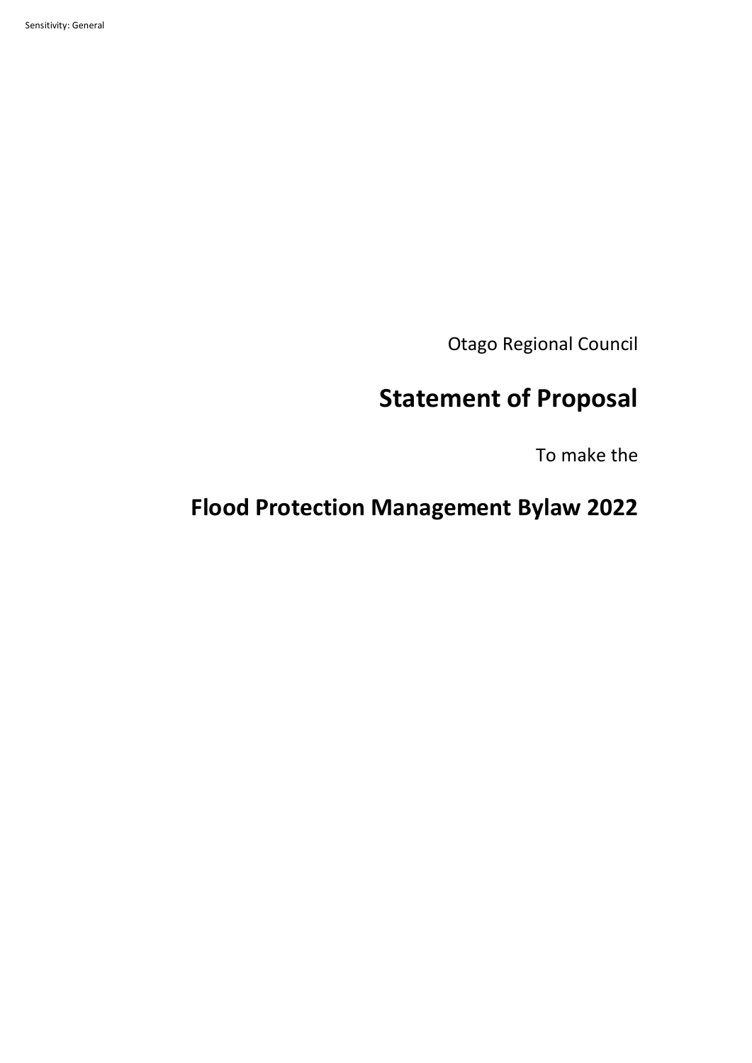Otago Regional Council

# Statement of Proposal

To make the

# Flood Protection Management Bylaw 2022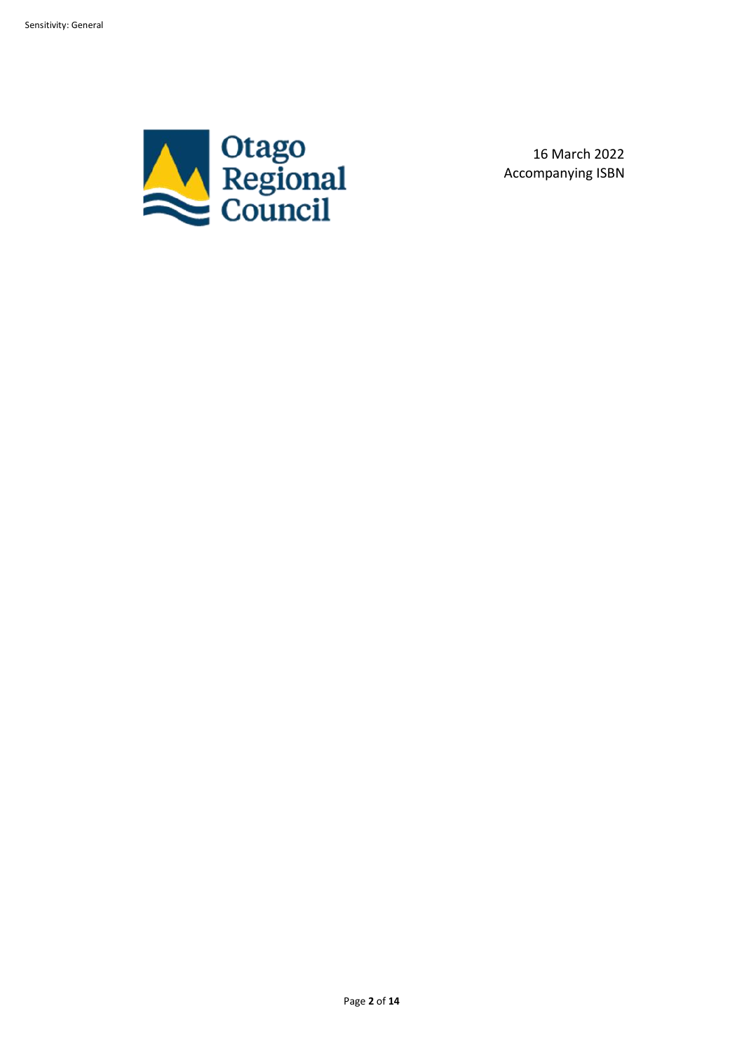Otago Regional Council

16 March 2022
Accompanying ISBN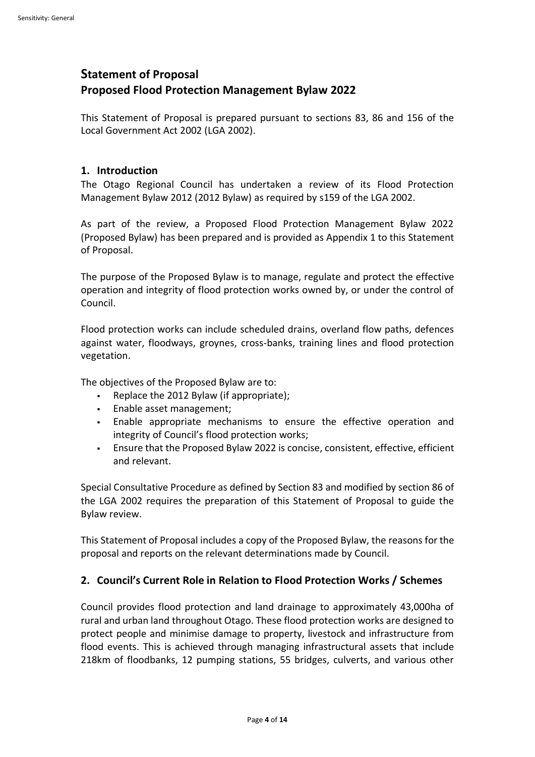# Statement of Proposal

# Proposed Flood Protection Management Bylaw 2022

This Statement of Proposal is prepared pursuant to sections 83, 86 and 156 of the Local Government Act 2002 (LGA 2002).

## 1. Introduction

The Otago Regional Council has undertaken a review of its Flood Protection Management Bylaw 2012 (2012 Bylaw) as required by s159 of the LGA 2002.

As part of the review, a Proposed Flood Protection Management Bylaw 2022 (Proposed Bylaw) has been prepared and is provided as Appendix 1 to this Statement of Proposal.

The purpose of the Proposed Bylaw is to manage, regulate and protect the effective operation and integrity of flood protection works owned by, or under the control of Council.

Flood protection works can include scheduled drains, overland flow paths, defences against water, floodways, groynes, cross-banks, training lines and flood protection vegetation.

The objectives of the Proposed Bylaw are to:

- Replace the 2012 Bylaw (if appropriate);
- Enable asset management;
- Enable appropriate mechanisms to ensure the effective operation and integrity of Council's flood protection works;
- Ensure that the Proposed Bylaw 2022 is concise, consistent, effective, efficient and relevant.

Special Consultative Procedure as defined by Section 83 and modified by section 86 of the LGA 2002 requires the preparation of this Statement of Proposal to guide the Bylaw review.

This Statement of Proposal includes a copy of the Proposed Bylaw, the reasons for the proposal and reports on the relevant determinations made by Council.

## 2. Council's Current Role in Relation to Flood Protection Works / Schemes

Council provides flood protection and land drainage to approximately 43,000ha of rural and urban land throughout Otago. These flood protection works are designed to protect people and minimise damage to property, livestock and infrastructure from flood events. This is achieved through managing infrastructural assets that include 218km of floodbanks, 12 pumping stations, 55 bridges, culverts, and various other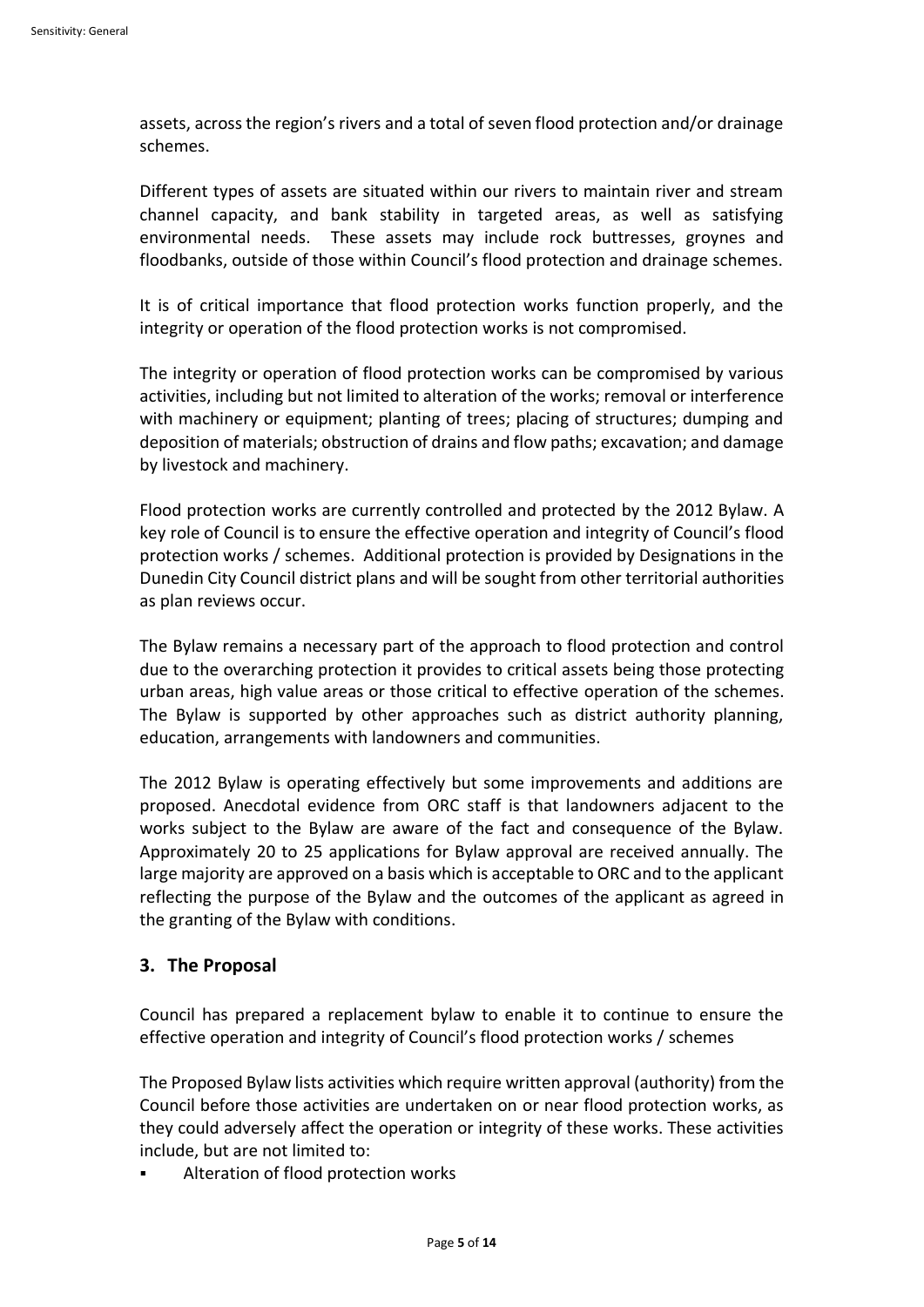assets, across the region's rivers and a total of seven flood protection and/or drainage schemes.

Different types of assets are situated within our rivers to maintain river and stream channel capacity, and bank stability in targeted areas, as well as satisfying environmental needs. These assets may include rock buttresses, groynes and floodbanks, outside of those within Council's flood protection and drainage schemes.

It is of critical importance that flood protection works function properly, and the integrity or operation of the flood protection works is not compromised.

The integrity or operation of flood protection works can be compromised by various activities, including but not limited to alteration of the works; removal or interference with machinery or equipment; planting of trees; placing of structures; dumping and deposition of materials; obstruction of drains and flow paths; excavation; and damage by livestock and machinery.

Flood protection works are currently controlled and protected by the 2012 Bylaw. A key role of Council is to ensure the effective operation and integrity of Council's flood protection works / schemes. Additional protection is provided by Designations in the Dunedin City Council district plans and will be sought from other territorial authorities as plan reviews occur.

The Bylaw remains a necessary part of the approach to flood protection and control due to the overarching protection it provides to critical assets being those protecting urban areas, high value areas or those critical to effective operation of the schemes. The Bylaw is supported by other approaches such as district authority planning, education, arrangements with landowners and communities.

The 2012 Bylaw is operating effectively but some improvements and additions are proposed. Anecdotal evidence from ORC staff is that landowners adjacent to the works subject to the Bylaw are aware of the fact and consequence of the Bylaw. Approximately 20 to 25 applications for Bylaw approval are received annually. The large majority are approved on a basis which is acceptable to ORC and to the applicant reflecting the purpose of the Bylaw and the outcomes of the applicant as agreed in the granting of the Bylaw with conditions.

## 3. The Proposal

Council has prepared a replacement bylaw to enable it to continue to ensure the effective operation and integrity of Council's flood protection works / schemes

The Proposed Bylaw lists activities which require written approval (authority) from the Council before those activities are undertaken on or near flood protection works, as they could adversely affect the operation or integrity of these works. These activities include, but are not limited to:

- Alteration of flood protection works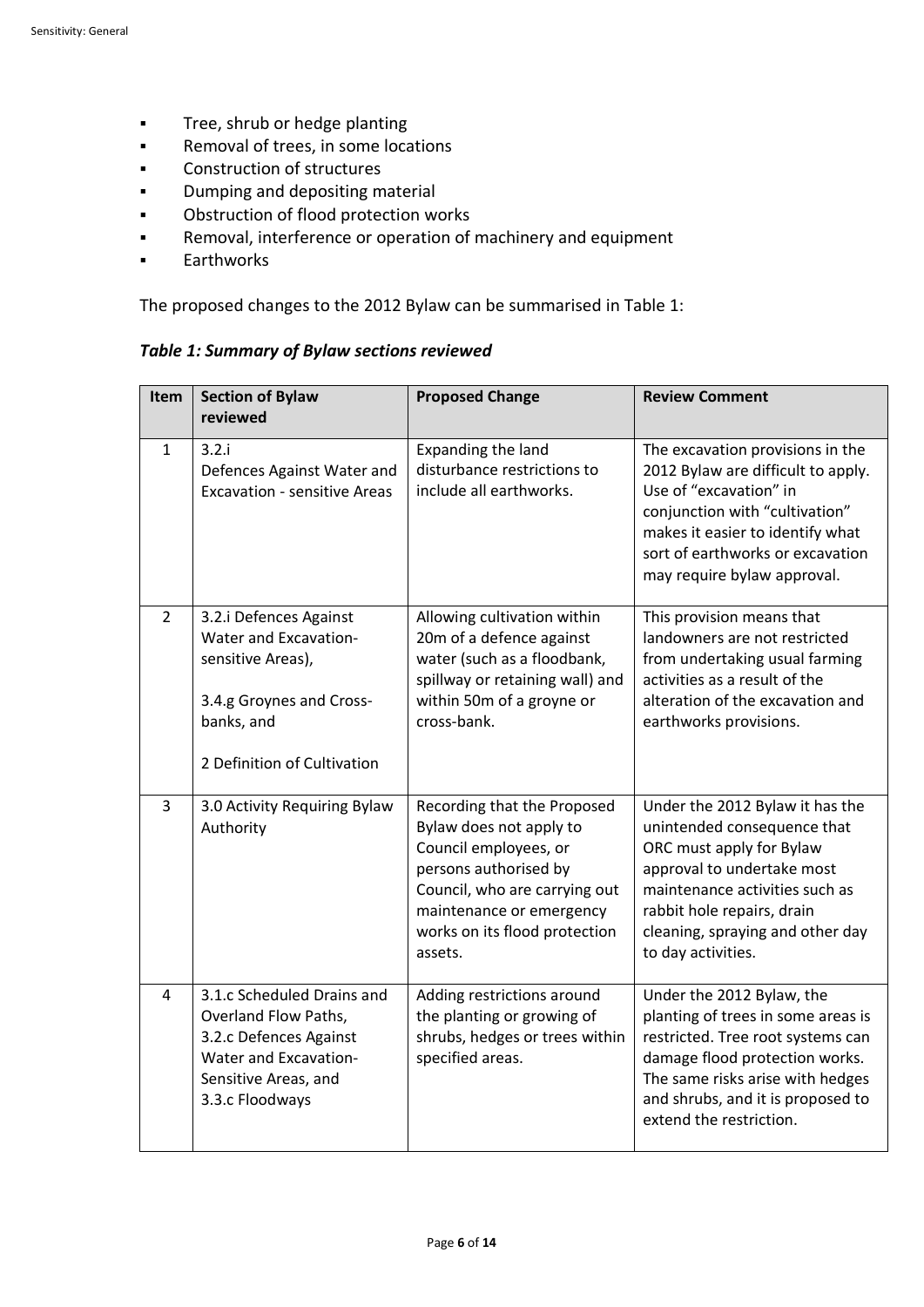- Tree, shrub or hedge planting
- Removal of trees, in some locations
- Construction of structures
- Dumping and depositing material
- Obstruction of flood protection works
- Removal, interference or operation of machinery and equipment
- Earthworks

The proposed changes to the 2012 Bylaw can be summarised in Table 1:

***Table 1: Summary of Bylaw sections reviewed***

| Item | Section of Bylaw reviewed | Proposed Change | Review Comment |
|---|---|---|---|
| 1 | 3.2.i Defences Against Water and Excavation - sensitive Areas | Expanding the land disturbance restrictions to include all earthworks. | The excavation provisions in the 2012 Bylaw are difficult to apply. Use of "excavation" in conjunction with "cultivation" makes it easier to identify what sort of earthworks or excavation may require bylaw approval. |
| 2 | 3.2.i Defences Against Water and Excavation-sensitive Areas), 3.4.g Groynes and Cross-banks, and 2 Definition of Cultivation | Allowing cultivation within 20m of a defence against water (such as a floodbank, spillway or retaining wall) and within 50m of a groyne or cross-bank. | This provision means that landowners are not restricted from undertaking usual farming activities as a result of the alteration of the excavation and earthworks provisions. |
| 3 | 3.0 Activity Requiring Bylaw Authority | Recording that the Proposed Bylaw does not apply to Council employees, or persons authorised by Council, who are carrying out maintenance or emergency works on its flood protection assets. | Under the 2012 Bylaw it has the unintended consequence that ORC must apply for Bylaw approval to undertake most maintenance activities such as rabbit hole repairs, drain cleaning, spraying and other day to day activities. |
| 4 | 3.1.c Scheduled Drains and Overland Flow Paths, 3.2.c Defences Against Water and Excavation-Sensitive Areas, and 3.3.c Floodways | Adding restrictions around the planting or growing of shrubs, hedges or trees within specified areas. | Under the 2012 Bylaw, the planting of trees in some areas is restricted. Tree root systems can damage flood protection works. The same risks arise with hedges and shrubs, and it is proposed to extend the restriction. |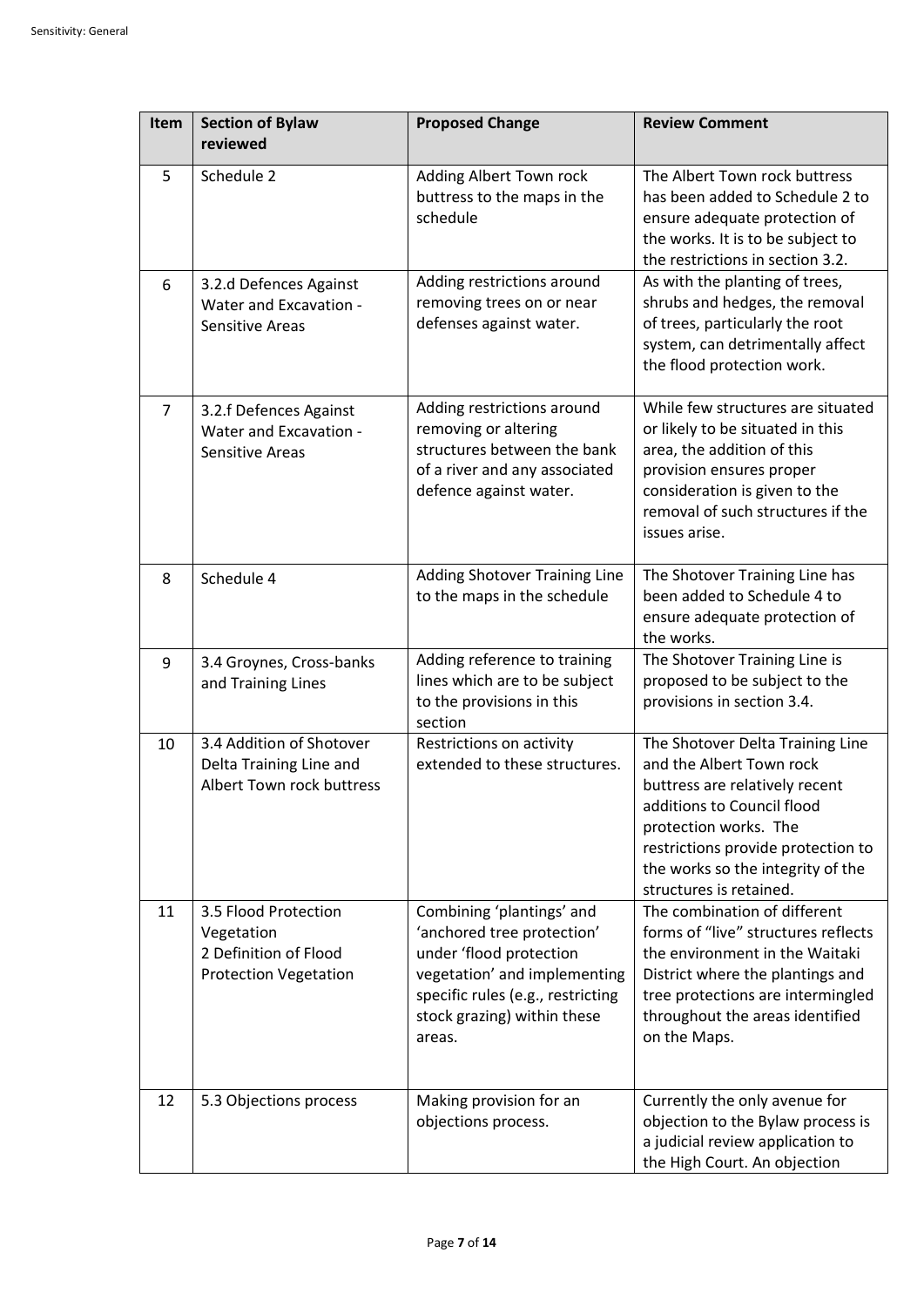| Item | Section of Bylaw reviewed | Proposed Change | Review Comment |
|---|---|---|---|
| 5 | Schedule 2 | Adding Albert Town rock buttress to the maps in the schedule | The Albert Town rock buttress has been added to Schedule 2 to ensure adequate protection of the works. It is to be subject to the restrictions in section 3.2. |
| 6 | 3.2.d Defences Against Water and Excavation - Sensitive Areas | Adding restrictions around removing trees on or near defenses against water. | As with the planting of trees, shrubs and hedges, the removal of trees, particularly the root system, can detrimentally affect the flood protection work. |
| 7 | 3.2.f Defences Against Water and Excavation - Sensitive Areas | Adding restrictions around removing or altering structures between the bank of a river and any associated defence against water. | While few structures are situated or likely to be situated in this area, the addition of this provision ensures proper consideration is given to the removal of such structures if the issues arise. |
| 8 | Schedule 4 | Adding Shotover Training Line to the maps in the schedule | The Shotover Training Line has been added to Schedule 4 to ensure adequate protection of the works. |
| 9 | 3.4 Groynes, Cross-banks and Training Lines | Adding reference to training lines which are to be subject to the provisions in this section | The Shotover Training Line is proposed to be subject to the provisions in section 3.4. |
| 10 | 3.4 Addition of Shotover Delta Training Line and Albert Town rock buttress | Restrictions on activity extended to these structures. | The Shotover Delta Training Line and the Albert Town rock buttress are relatively recent additions to Council flood protection works. The restrictions provide protection to the works so the integrity of the structures is retained. |
| 11 | 3.5 Flood Protection Vegetation<br>2 Definition of Flood Protection Vegetation | Combining 'plantings' and 'anchored tree protection' under 'flood protection vegetation' and implementing specific rules (e.g., restricting stock grazing) within these areas. | The combination of different forms of "live" structures reflects the environment in the Waitaki District where the plantings and tree protections are intermingled throughout the areas identified on the Maps. |
| 12 | 5.3 Objections process | Making provision for an objections process. | Currently the only avenue for objection to the Bylaw process is a judicial review application to the High Court. An objection |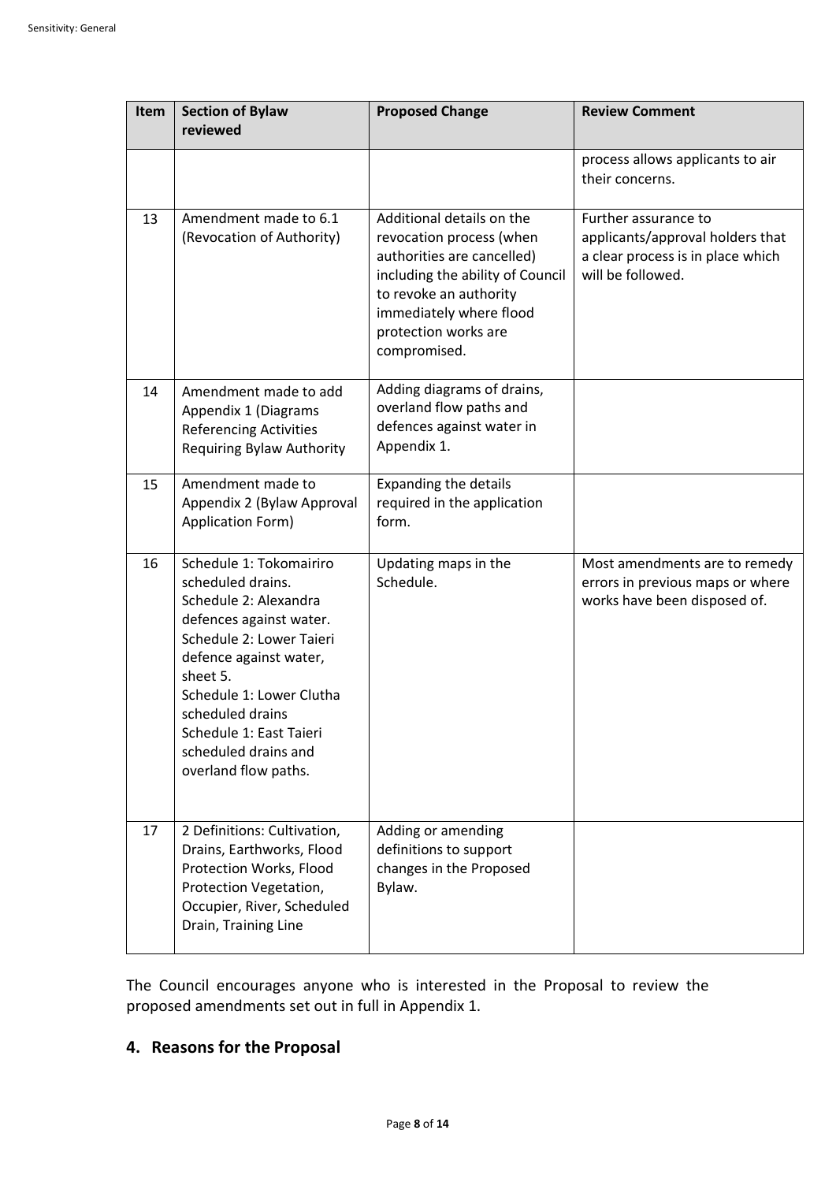| Item | Section of Bylaw reviewed | Proposed Change | Review Comment |
|---|---|---|---|
| | | | process allows applicants to air their concerns. |
| 13 | Amendment made to 6.1 (Revocation of Authority) | Additional details on the revocation process (when authorities are cancelled) including the ability of Council to revoke an authority immediately where flood protection works are compromised. | Further assurance to applicants/approval holders that a clear process is in place which will be followed. |
| 14 | Amendment made to add Appendix 1 (Diagrams Referencing Activities Requiring Bylaw Authority | Adding diagrams of drains, overland flow paths and defences against water in Appendix 1. | |
| 15 | Amendment made to Appendix 2 (Bylaw Approval Application Form) | Expanding the details required in the application form. | |
| 16 | Schedule 1: Tokomairiro scheduled drains. Schedule 2: Alexandra defences against water. Schedule 2: Lower Taieri defence against water, sheet 5. Schedule 1: Lower Clutha scheduled drains Schedule 1: East Taieri scheduled drains and overland flow paths. | Updating maps in the Schedule. | Most amendments are to remedy errors in previous maps or where works have been disposed of. |
| 17 | 2 Definitions: Cultivation, Drains, Earthworks, Flood Protection Works, Flood Protection Vegetation, Occupier, River, Scheduled Drain, Training Line | Adding or amending definitions to support changes in the Proposed Bylaw. | |

The Council encourages anyone who is interested in the Proposal to review the proposed amendments set out in full in Appendix 1.

## 4. Reasons for the Proposal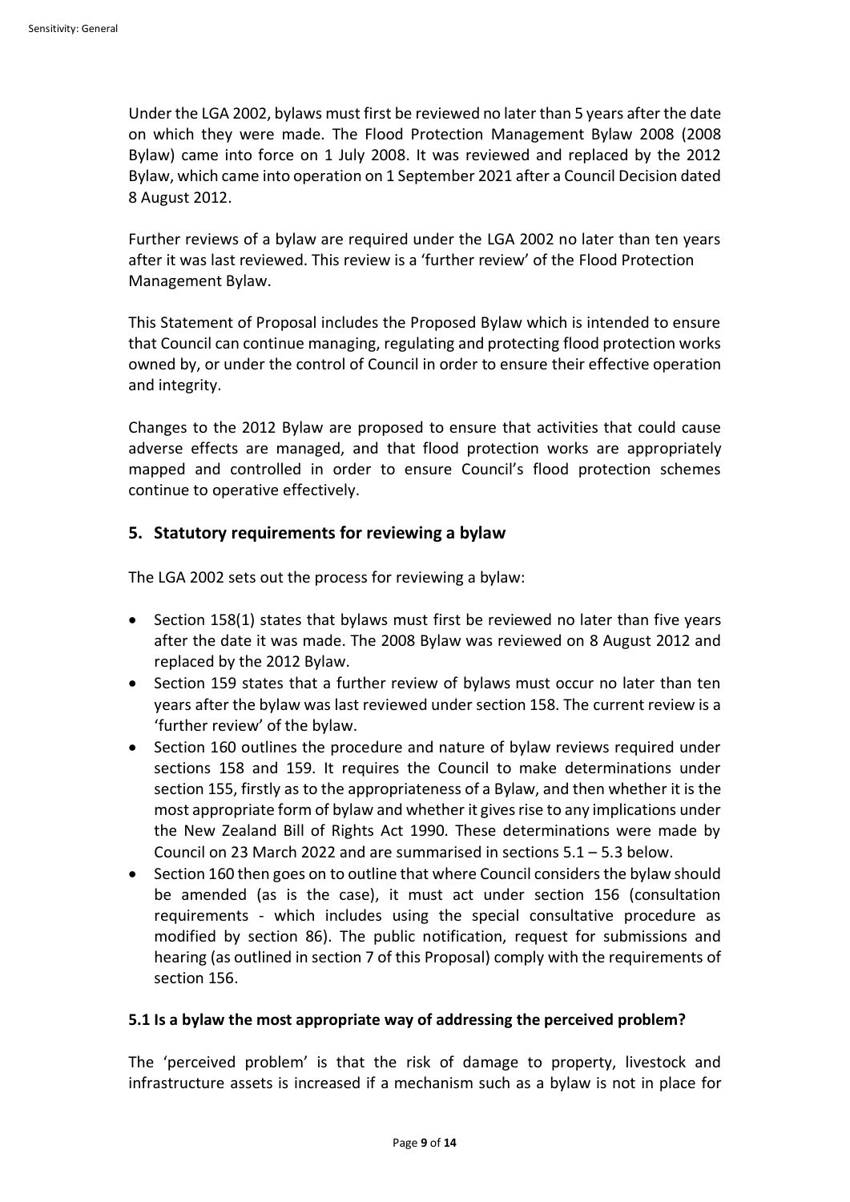Under the LGA 2002, bylaws must first be reviewed no later than 5 years after the date on which they were made. The Flood Protection Management Bylaw 2008 (2008 Bylaw) came into force on 1 July 2008. It was reviewed and replaced by the 2012 Bylaw, which came into operation on 1 September 2021 after a Council Decision dated 8 August 2012.

Further reviews of a bylaw are required under the LGA 2002 no later than ten years after it was last reviewed. This review is a 'further review' of the Flood Protection Management Bylaw.

This Statement of Proposal includes the Proposed Bylaw which is intended to ensure that Council can continue managing, regulating and protecting flood protection works owned by, or under the control of Council in order to ensure their effective operation and integrity.

Changes to the 2012 Bylaw are proposed to ensure that activities that could cause adverse effects are managed, and that flood protection works are appropriately mapped and controlled in order to ensure Council's flood protection schemes continue to operative effectively.

## 5. Statutory requirements for reviewing a bylaw

The LGA 2002 sets out the process for reviewing a bylaw:

- Section 158(1) states that bylaws must first be reviewed no later than five years after the date it was made. The 2008 Bylaw was reviewed on 8 August 2012 and replaced by the 2012 Bylaw.
- Section 159 states that a further review of bylaws must occur no later than ten years after the bylaw was last reviewed under section 158. The current review is a 'further review' of the bylaw.
- Section 160 outlines the procedure and nature of bylaw reviews required under sections 158 and 159. It requires the Council to make determinations under section 155, firstly as to the appropriateness of a Bylaw, and then whether it is the most appropriate form of bylaw and whether it gives rise to any implications under the New Zealand Bill of Rights Act 1990. These determinations were made by Council on 23 March 2022 and are summarised in sections 5.1 – 5.3 below.
- Section 160 then goes on to outline that where Council considers the bylaw should be amended (as is the case), it must act under section 156 (consultation requirements - which includes using the special consultative procedure as modified by section 86). The public notification, request for submissions and hearing (as outlined in section 7 of this Proposal) comply with the requirements of section 156.

### 5.1 Is a bylaw the most appropriate way of addressing the perceived problem?

The 'perceived problem' is that the risk of damage to property, livestock and infrastructure assets is increased if a mechanism such as a bylaw is not in place for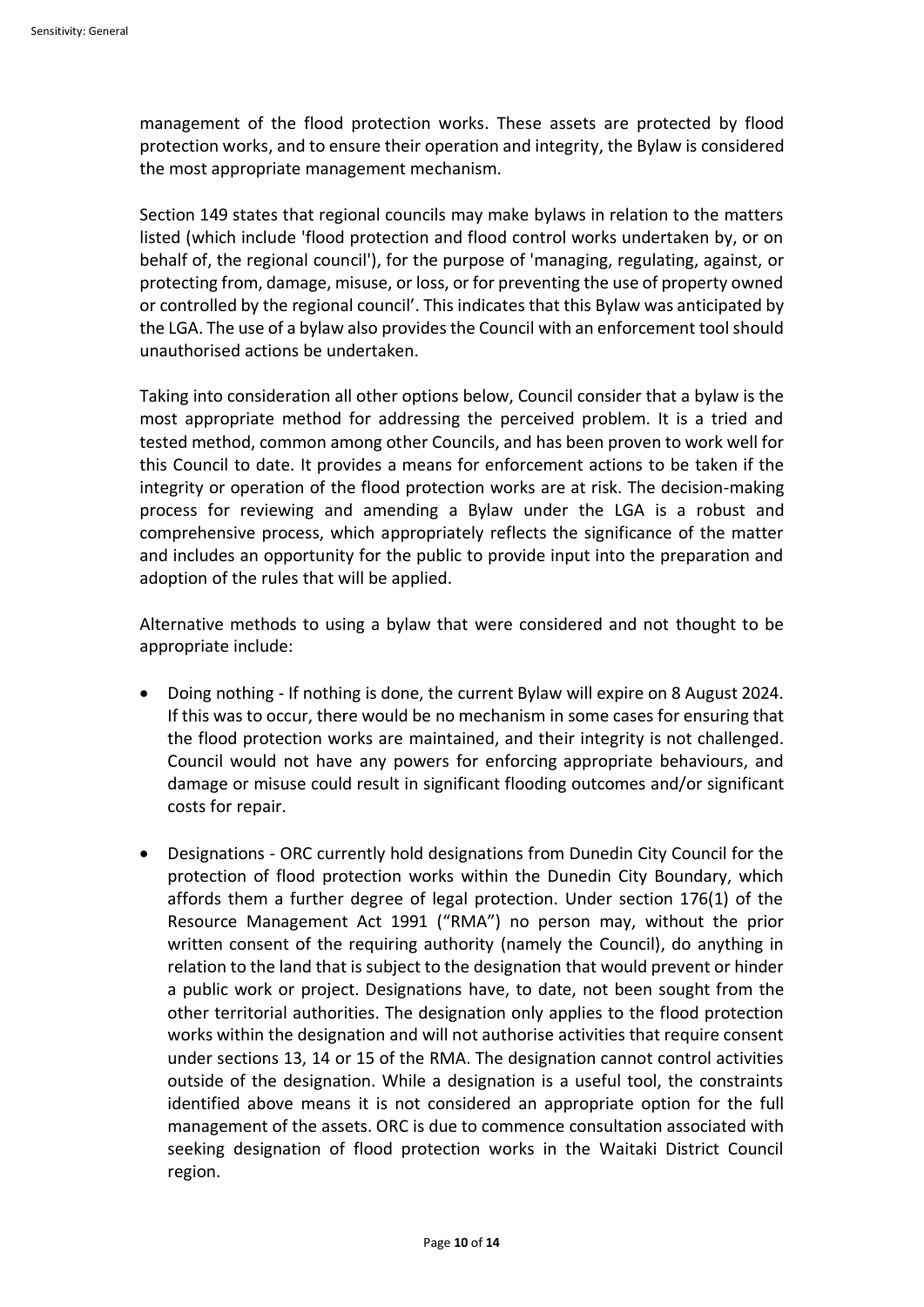management of the flood protection works. These assets are protected by flood protection works, and to ensure their operation and integrity, the Bylaw is considered the most appropriate management mechanism.

Section 149 states that regional councils may make bylaws in relation to the matters listed (which include 'flood protection and flood control works undertaken by, or on behalf of, the regional council'), for the purpose of 'managing, regulating, against, or protecting from, damage, misuse, or loss, or for preventing the use of property owned or controlled by the regional council'. This indicates that this Bylaw was anticipated by the LGA. The use of a bylaw also provides the Council with an enforcement tool should unauthorised actions be undertaken.

Taking into consideration all other options below, Council consider that a bylaw is the most appropriate method for addressing the perceived problem. It is a tried and tested method, common among other Councils, and has been proven to work well for this Council to date. It provides a means for enforcement actions to be taken if the integrity or operation of the flood protection works are at risk. The decision-making process for reviewing and amending a Bylaw under the LGA is a robust and comprehensive process, which appropriately reflects the significance of the matter and includes an opportunity for the public to provide input into the preparation and adoption of the rules that will be applied.

Alternative methods to using a bylaw that were considered and not thought to be appropriate include:

- Doing nothing - If nothing is done, the current Bylaw will expire on 8 August 2024. If this was to occur, there would be no mechanism in some cases for ensuring that the flood protection works are maintained, and their integrity is not challenged. Council would not have any powers for enforcing appropriate behaviours, and damage or misuse could result in significant flooding outcomes and/or significant costs for repair.

- Designations - ORC currently hold designations from Dunedin City Council for the protection of flood protection works within the Dunedin City Boundary, which affords them a further degree of legal protection. Under section 176(1) of the Resource Management Act 1991 ("RMA") no person may, without the prior written consent of the requiring authority (namely the Council), do anything in relation to the land that is subject to the designation that would prevent or hinder a public work or project. Designations have, to date, not been sought from the other territorial authorities. The designation only applies to the flood protection works within the designation and will not authorise activities that require consent under sections 13, 14 or 15 of the RMA. The designation cannot control activities outside of the designation. While a designation is a useful tool, the constraints identified above means it is not considered an appropriate option for the full management of the assets. ORC is due to commence consultation associated with seeking designation of flood protection works in the Waitaki District Council region.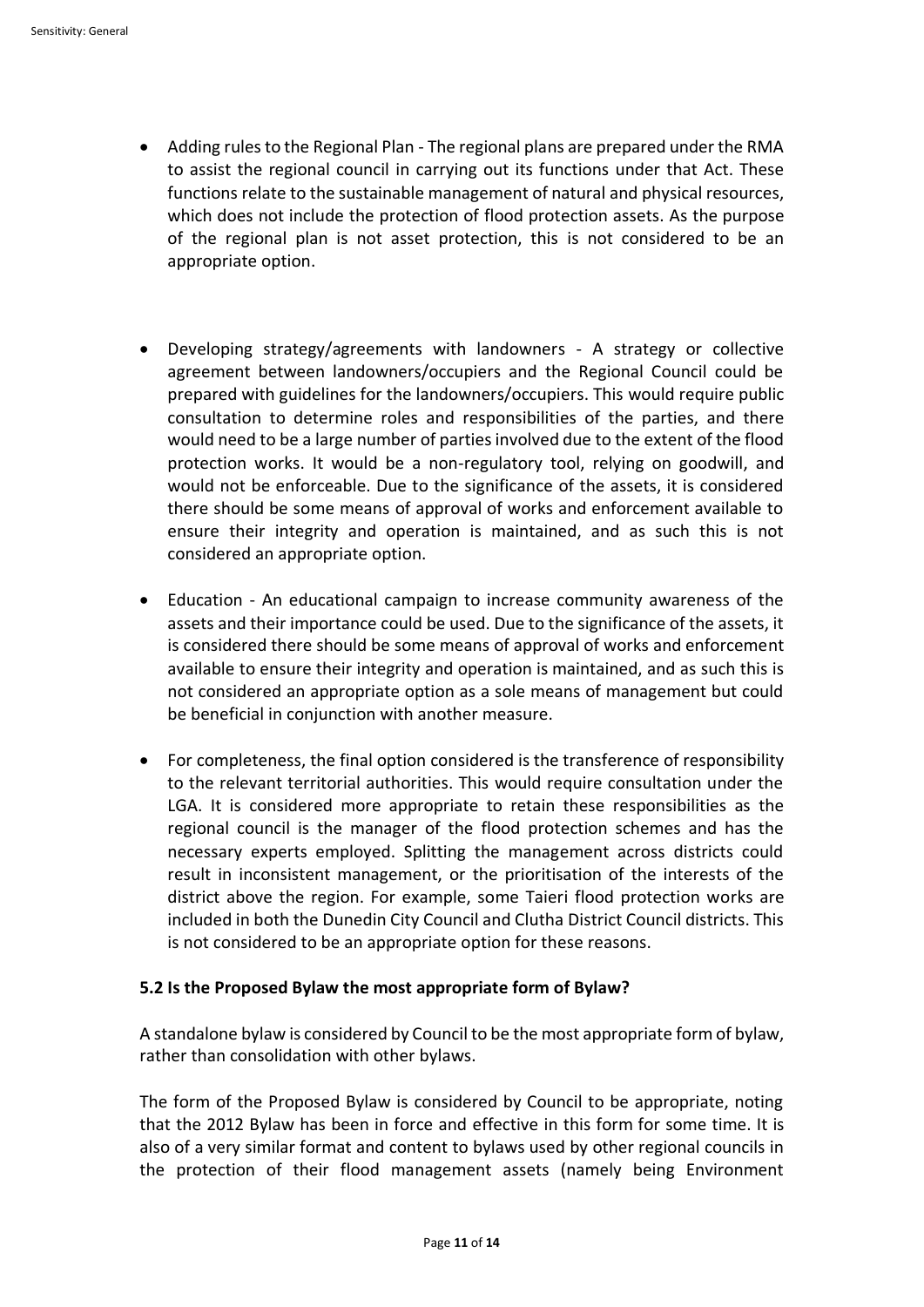- Adding rules to the Regional Plan - The regional plans are prepared under the RMA to assist the regional council in carrying out its functions under that Act. These functions relate to the sustainable management of natural and physical resources, which does not include the protection of flood protection assets. As the purpose of the regional plan is not asset protection, this is not considered to be an appropriate option.

- Developing strategy/agreements with landowners - A strategy or collective agreement between landowners/occupiers and the Regional Council could be prepared with guidelines for the landowners/occupiers. This would require public consultation to determine roles and responsibilities of the parties, and there would need to be a large number of parties involved due to the extent of the flood protection works. It would be a non-regulatory tool, relying on goodwill, and would not be enforceable. Due to the significance of the assets, it is considered there should be some means of approval of works and enforcement available to ensure their integrity and operation is maintained, and as such this is not considered an appropriate option.

- Education - An educational campaign to increase community awareness of the assets and their importance could be used. Due to the significance of the assets, it is considered there should be some means of approval of works and enforcement available to ensure their integrity and operation is maintained, and as such this is not considered an appropriate option as a sole means of management but could be beneficial in conjunction with another measure.

- For completeness, the final option considered is the transference of responsibility to the relevant territorial authorities. This would require consultation under the LGA. It is considered more appropriate to retain these responsibilities as the regional council is the manager of the flood protection schemes and has the necessary experts employed. Splitting the management across districts could result in inconsistent management, or the prioritisation of the interests of the district above the region. For example, some Taieri flood protection works are included in both the Dunedin City Council and Clutha District Council districts. This is not considered to be an appropriate option for these reasons.

### 5.2 Is the Proposed Bylaw the most appropriate form of Bylaw?

A standalone bylaw is considered by Council to be the most appropriate form of bylaw, rather than consolidation with other bylaws.

The form of the Proposed Bylaw is considered by Council to be appropriate, noting that the 2012 Bylaw has been in force and effective in this form for some time. It is also of a very similar format and content to bylaws used by other regional councils in the protection of their flood management assets (namely being Environment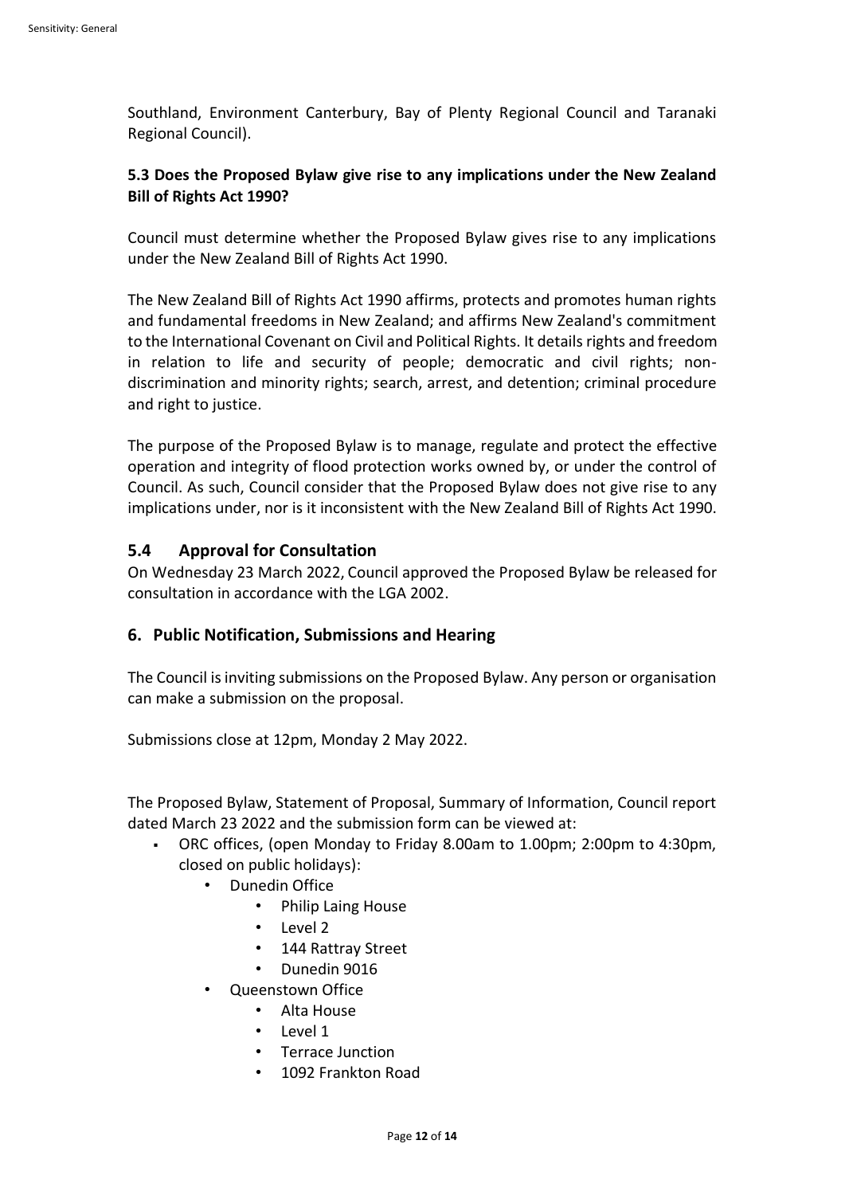Southland, Environment Canterbury, Bay of Plenty Regional Council and Taranaki Regional Council).

### 5.3 Does the Proposed Bylaw give rise to any implications under the New Zealand Bill of Rights Act 1990?

Council must determine whether the Proposed Bylaw gives rise to any implications under the New Zealand Bill of Rights Act 1990.

The New Zealand Bill of Rights Act 1990 affirms, protects and promotes human rights and fundamental freedoms in New Zealand; and affirms New Zealand's commitment to the International Covenant on Civil and Political Rights. It details rights and freedom in relation to life and security of people; democratic and civil rights; non-discrimination and minority rights; search, arrest, and detention; criminal procedure and right to justice.

The purpose of the Proposed Bylaw is to manage, regulate and protect the effective operation and integrity of flood protection works owned by, or under the control of Council. As such, Council consider that the Proposed Bylaw does not give rise to any implications under, nor is it inconsistent with the New Zealand Bill of Rights Act 1990.

### 5.4 Approval for Consultation

On Wednesday 23 March 2022, Council approved the Proposed Bylaw be released for consultation in accordance with the LGA 2002.

## 6. Public Notification, Submissions and Hearing

The Council is inviting submissions on the Proposed Bylaw. Any person or organisation can make a submission on the proposal.

Submissions close at 12pm, Monday 2 May 2022.

The Proposed Bylaw, Statement of Proposal, Summary of Information, Council report dated March 23 2022 and the submission form can be viewed at:

- ORC offices, (open Monday to Friday 8.00am to 1.00pm; 2:00pm to 4:30pm, closed on public holidays):
  - Dunedin Office
    - Philip Laing House
    - Level 2
    - 144 Rattray Street
    - Dunedin 9016
  - Queenstown Office
    - Alta House
    - Level 1
    - Terrace Junction
    - 1092 Frankton Road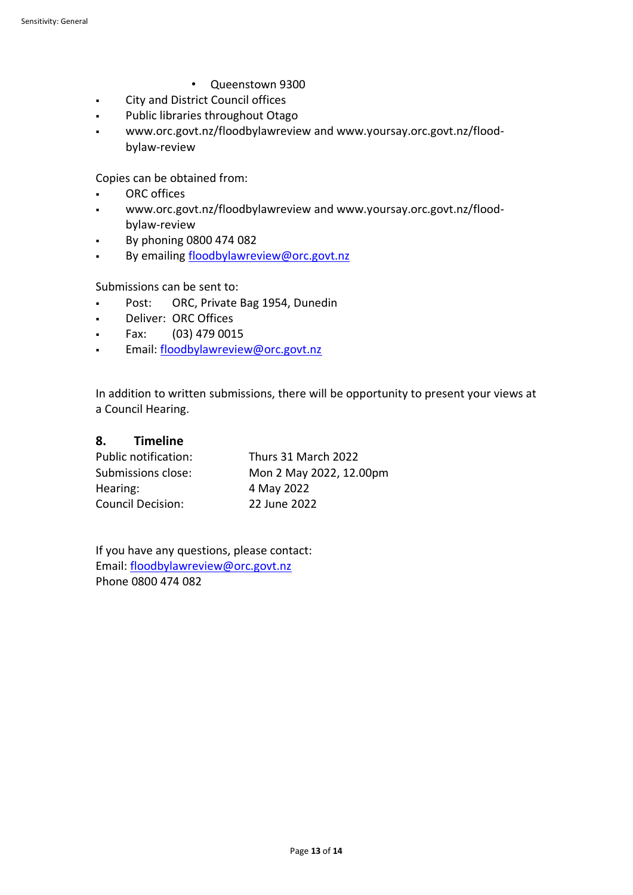- Queenstown 9300

- City and District Council offices
- Public libraries throughout Otago
- www.orc.govt.nz/floodbylawreview and www.yoursay.orc.govt.nz/flood-bylaw-review

Copies can be obtained from:

- ORC offices
- www.orc.govt.nz/floodbylawreview and www.yoursay.orc.govt.nz/flood-bylaw-review
- By phoning 0800 474 082
- By emailing floodbylawreview@orc.govt.nz

Submissions can be sent to:

- Post: ORC, Private Bag 1954, Dunedin
- Deliver: ORC Offices
- Fax: (03) 479 0015
- Email: floodbylawreview@orc.govt.nz

In addition to written submissions, there will be opportunity to present your views at a Council Hearing.

## 8. Timeline

| | |
|---|---|
| Public notification: | Thurs 31 March 2022 |
| Submissions close: | Mon 2 May 2022, 12.00pm |
| Hearing: | 4 May 2022 |
| Council Decision: | 22 June 2022 |

If you have any questions, please contact:
Email: floodbylawreview@orc.govt.nz
Phone 0800 474 082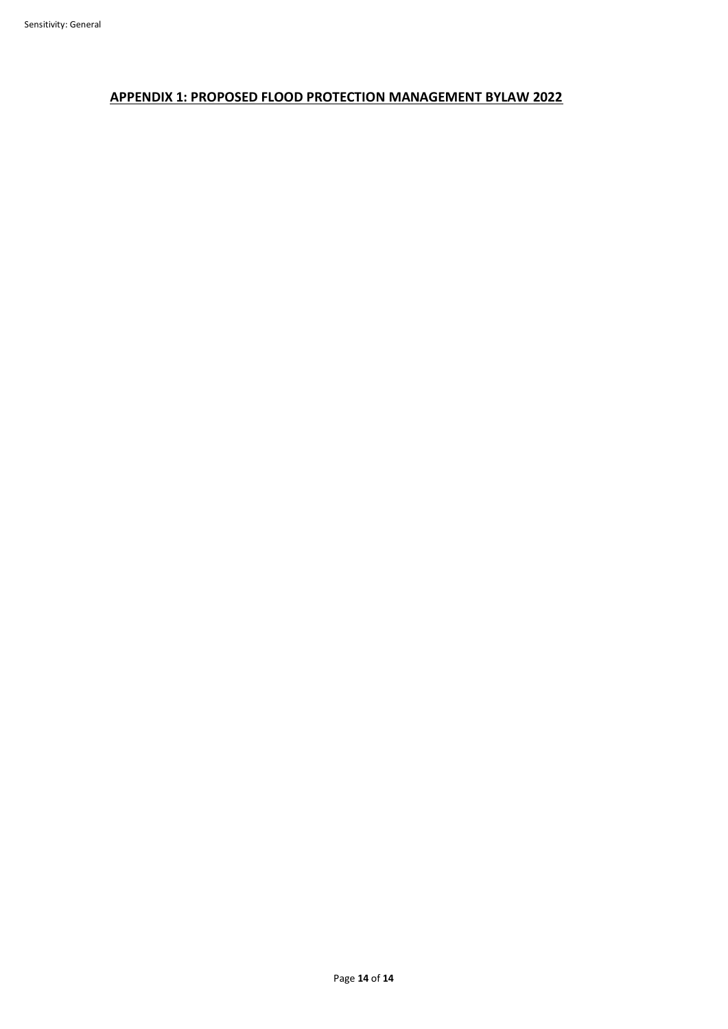## **APPENDIX 1: PROPOSED FLOOD PROTECTION MANAGEMENT BYLAW 2022**